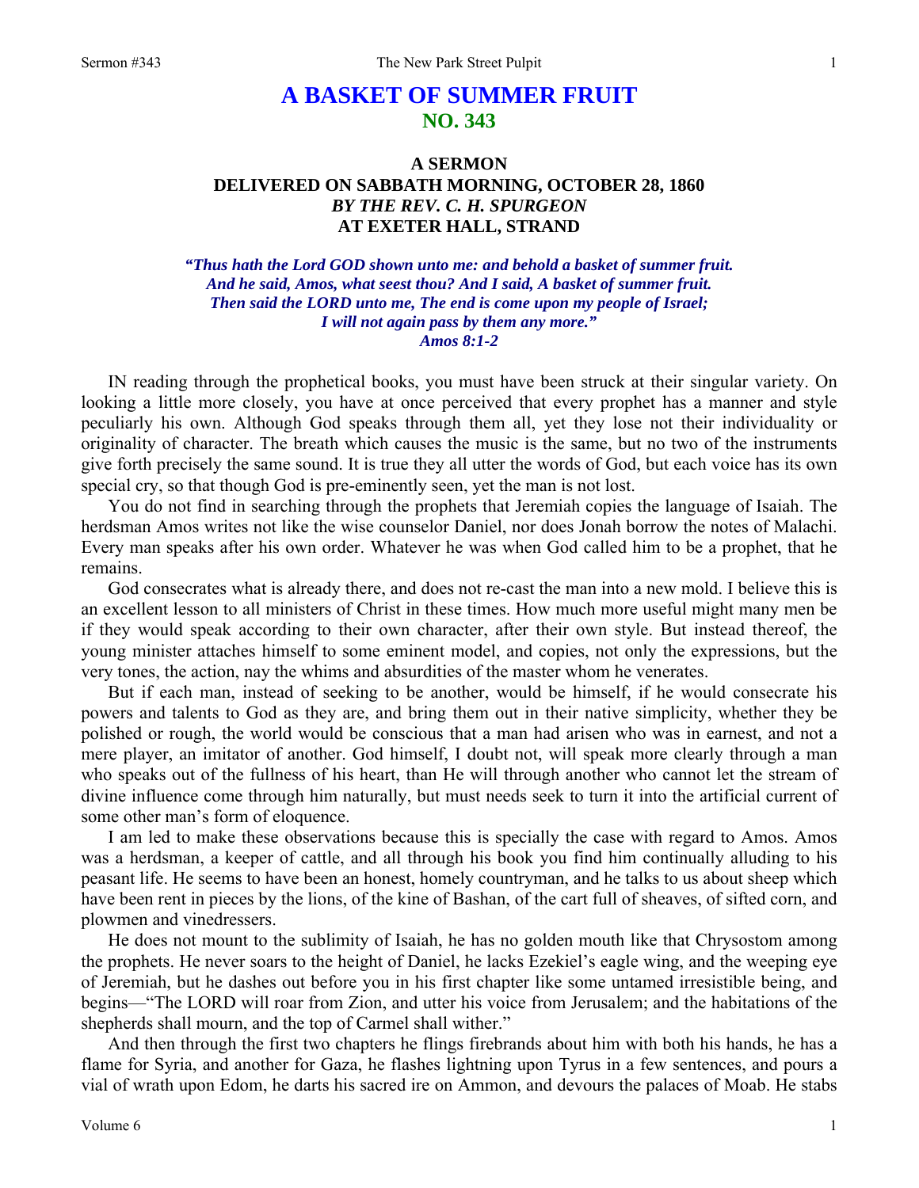# A BASKET OF SUMMER FRUIT
## NO. 343

### A SERMON
### DELIVERED ON SABBATH MORNING, OCTOBER 28, 1860
### *BY THE REV. C. H. SPURGEON*
### AT EXETER HALL, STRAND

*"Thus hath the Lord GOD shown unto me: and behold a basket of summer fruit. And he said, Amos, what seest thou? And I said, A basket of summer fruit. Then said the LORD unto me, The end is come upon my people of Israel; I will not again pass by them any more."*
*Amos 8:1-2*

IN reading through the prophetical books, you must have been struck at their singular variety. On looking a little more closely, you have at once perceived that every prophet has a manner and style peculiarly his own. Although God speaks through them all, yet they lose not their individuality or originality of character. The breath which causes the music is the same, but no two of the instruments give forth precisely the same sound. It is true they all utter the words of God, but each voice has its own special cry, so that though God is pre-eminently seen, yet the man is not lost.

You do not find in searching through the prophets that Jeremiah copies the language of Isaiah. The herdsman Amos writes not like the wise counselor Daniel, nor does Jonah borrow the notes of Malachi. Every man speaks after his own order. Whatever he was when God called him to be a prophet, that he remains.

God consecrates what is already there, and does not re-cast the man into a new mold. I believe this is an excellent lesson to all ministers of Christ in these times. How much more useful might many men be if they would speak according to their own character, after their own style. But instead thereof, the young minister attaches himself to some eminent model, and copies, not only the expressions, but the very tones, the action, nay the whims and absurdities of the master whom he venerates.

But if each man, instead of seeking to be another, would be himself, if he would consecrate his powers and talents to God as they are, and bring them out in their native simplicity, whether they be polished or rough, the world would be conscious that a man had arisen who was in earnest, and not a mere player, an imitator of another. God himself, I doubt not, will speak more clearly through a man who speaks out of the fullness of his heart, than He will through another who cannot let the stream of divine influence come through him naturally, but must needs seek to turn it into the artificial current of some other man's form of eloquence.

I am led to make these observations because this is specially the case with regard to Amos. Amos was a herdsman, a keeper of cattle, and all through his book you find him continually alluding to his peasant life. He seems to have been an honest, homely countryman, and he talks to us about sheep which have been rent in pieces by the lions, of the kine of Bashan, of the cart full of sheaves, of sifted corn, and plowmen and vinedressers.

He does not mount to the sublimity of Isaiah, he has no golden mouth like that Chrysostom among the prophets. He never soars to the height of Daniel, he lacks Ezekiel's eagle wing, and the weeping eye of Jeremiah, but he dashes out before you in his first chapter like some untamed irresistible being, and begins—"The LORD will roar from Zion, and utter his voice from Jerusalem; and the habitations of the shepherds shall mourn, and the top of Carmel shall wither."

And then through the first two chapters he flings firebrands about him with both his hands, he has a flame for Syria, and another for Gaza, he flashes lightning upon Tyrus in a few sentences, and pours a vial of wrath upon Edom, he darts his sacred ire on Ammon, and devours the palaces of Moab. He stabs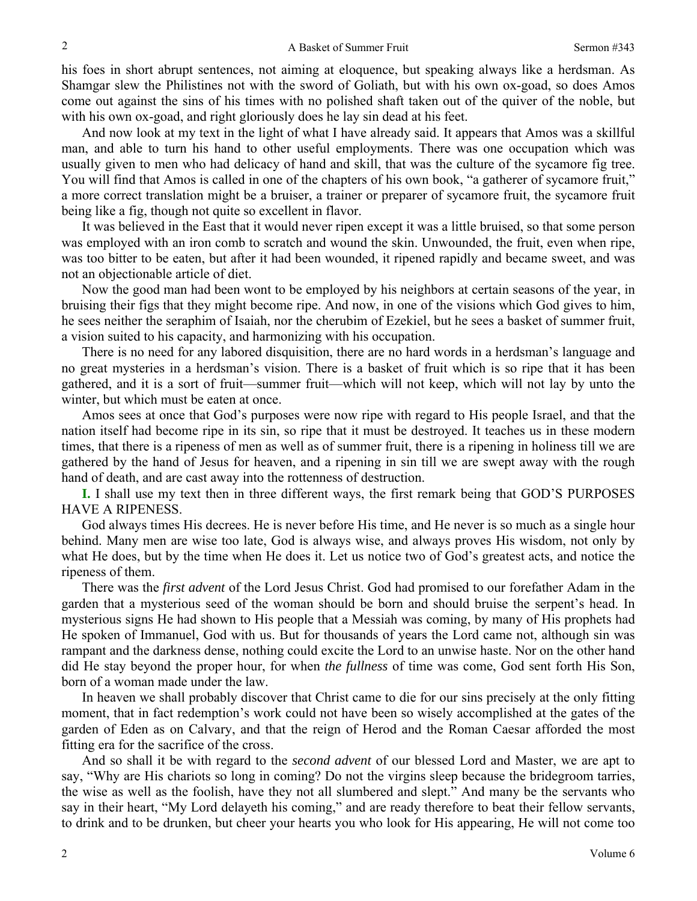his foes in short abrupt sentences, not aiming at eloquence, but speaking always like a herdsman. As Shamgar slew the Philistines not with the sword of Goliath, but with his own ox-goad, so does Amos come out against the sins of his times with no polished shaft taken out of the quiver of the noble, but with his own ox-goad, and right gloriously does he lay sin dead at his feet.

And now look at my text in the light of what I have already said. It appears that Amos was a skillful man, and able to turn his hand to other useful employments. There was one occupation which was usually given to men who had delicacy of hand and skill, that was the culture of the sycamore fig tree. You will find that Amos is called in one of the chapters of his own book, "a gatherer of sycamore fruit," a more correct translation might be a bruiser, a trainer or preparer of sycamore fruit, the sycamore fruit being like a fig, though not quite so excellent in flavor.

It was believed in the East that it would never ripen except it was a little bruised, so that some person was employed with an iron comb to scratch and wound the skin. Unwounded, the fruit, even when ripe, was too bitter to be eaten, but after it had been wounded, it ripened rapidly and became sweet, and was not an objectionable article of diet.

Now the good man had been wont to be employed by his neighbors at certain seasons of the year, in bruising their figs that they might become ripe. And now, in one of the visions which God gives to him, he sees neither the seraphim of Isaiah, nor the cherubim of Ezekiel, but he sees a basket of summer fruit, a vision suited to his capacity, and harmonizing with his occupation.

There is no need for any labored disquisition, there are no hard words in a herdsman's language and no great mysteries in a herdsman's vision. There is a basket of fruit which is so ripe that it has been gathered, and it is a sort of fruit—summer fruit—which will not keep, which will not lay by unto the winter, but which must be eaten at once.

Amos sees at once that God's purposes were now ripe with regard to His people Israel, and that the nation itself had become ripe in its sin, so ripe that it must be destroyed. It teaches us in these modern times, that there is a ripeness of men as well as of summer fruit, there is a ripening in holiness till we are gathered by the hand of Jesus for heaven, and a ripening in sin till we are swept away with the rough hand of death, and are cast away into the rottenness of destruction.

**I.** I shall use my text then in three different ways, the first remark being that GOD'S PURPOSES HAVE A RIPENESS.

God always times His decrees. He is never before His time, and He never is so much as a single hour behind. Many men are wise too late, God is always wise, and always proves His wisdom, not only by what He does, but by the time when He does it. Let us notice two of God's greatest acts, and notice the ripeness of them.

There was the *first advent* of the Lord Jesus Christ. God had promised to our forefather Adam in the garden that a mysterious seed of the woman should be born and should bruise the serpent's head. In mysterious signs He had shown to His people that a Messiah was coming, by many of His prophets had He spoken of Immanuel, God with us. But for thousands of years the Lord came not, although sin was rampant and the darkness dense, nothing could excite the Lord to an unwise haste. Nor on the other hand did He stay beyond the proper hour, for when *the fullness* of time was come, God sent forth His Son, born of a woman made under the law.

In heaven we shall probably discover that Christ came to die for our sins precisely at the only fitting moment, that in fact redemption's work could not have been so wisely accomplished at the gates of the garden of Eden as on Calvary, and that the reign of Herod and the Roman Caesar afforded the most fitting era for the sacrifice of the cross.

And so shall it be with regard to the *second advent* of our blessed Lord and Master, we are apt to say, "Why are His chariots so long in coming? Do not the virgins sleep because the bridegroom tarries, the wise as well as the foolish, have they not all slumbered and slept." And many be the servants who say in their heart, "My Lord delayeth his coming," and are ready therefore to beat their fellow servants, to drink and to be drunken, but cheer your hearts you who look for His appearing, He will not come too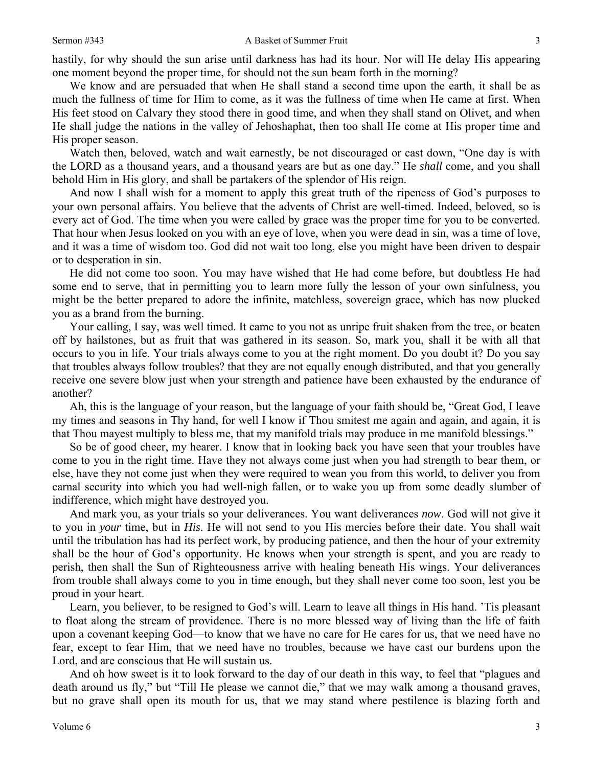hastily, for why should the sun arise until darkness has had its hour. Nor will He delay His appearing one moment beyond the proper time, for should not the sun beam forth in the morning?

We know and are persuaded that when He shall stand a second time upon the earth, it shall be as much the fullness of time for Him to come, as it was the fullness of time when He came at first. When His feet stood on Calvary they stood there in good time, and when they shall stand on Olivet, and when He shall judge the nations in the valley of Jehoshaphat, then too shall He come at His proper time and His proper season.

Watch then, beloved, watch and wait earnestly, be not discouraged or cast down, "One day is with the LORD as a thousand years, and a thousand years are but as one day." He *shall* come, and you shall behold Him in His glory, and shall be partakers of the splendor of His reign.

And now I shall wish for a moment to apply this great truth of the ripeness of God's purposes to your own personal affairs. You believe that the advents of Christ are well-timed. Indeed, beloved, so is every act of God. The time when you were called by grace was the proper time for you to be converted. That hour when Jesus looked on you with an eye of love, when you were dead in sin, was a time of love, and it was a time of wisdom too. God did not wait too long, else you might have been driven to despair or to desperation in sin.

He did not come too soon. You may have wished that He had come before, but doubtless He had some end to serve, that in permitting you to learn more fully the lesson of your own sinfulness, you might be the better prepared to adore the infinite, matchless, sovereign grace, which has now plucked you as a brand from the burning.

Your calling, I say, was well timed. It came to you not as unripe fruit shaken from the tree, or beaten off by hailstones, but as fruit that was gathered in its season. So, mark you, shall it be with all that occurs to you in life. Your trials always come to you at the right moment. Do you doubt it? Do you say that troubles always follow troubles? that they are not equally enough distributed, and that you generally receive one severe blow just when your strength and patience have been exhausted by the endurance of another?

Ah, this is the language of your reason, but the language of your faith should be, "Great God, I leave my times and seasons in Thy hand, for well I know if Thou smitest me again and again, and again, it is that Thou mayest multiply to bless me, that my manifold trials may produce in me manifold blessings."

So be of good cheer, my hearer. I know that in looking back you have seen that your troubles have come to you in the right time. Have they not always come just when you had strength to bear them, or else, have they not come just when they were required to wean you from this world, to deliver you from carnal security into which you had well-nigh fallen, or to wake you up from some deadly slumber of indifference, which might have destroyed you.

And mark you, as your trials so your deliverances. You want deliverances *now*. God will not give it to you in *your* time, but in *His*. He will not send to you His mercies before their date. You shall wait until the tribulation has had its perfect work, by producing patience, and then the hour of your extremity shall be the hour of God's opportunity. He knows when your strength is spent, and you are ready to perish, then shall the Sun of Righteousness arrive with healing beneath His wings. Your deliverances from trouble shall always come to you in time enough, but they shall never come too soon, lest you be proud in your heart.

Learn, you believer, to be resigned to God's will. Learn to leave all things in His hand. 'Tis pleasant to float along the stream of providence. There is no more blessed way of living than the life of faith upon a covenant keeping God—to know that we have no care for He cares for us, that we need have no fear, except to fear Him, that we need have no troubles, because we have cast our burdens upon the Lord, and are conscious that He will sustain us.

And oh how sweet is it to look forward to the day of our death in this way, to feel that "plagues and death around us fly," but "Till He please we cannot die," that we may walk among a thousand graves, but no grave shall open its mouth for us, that we may stand where pestilence is blazing forth and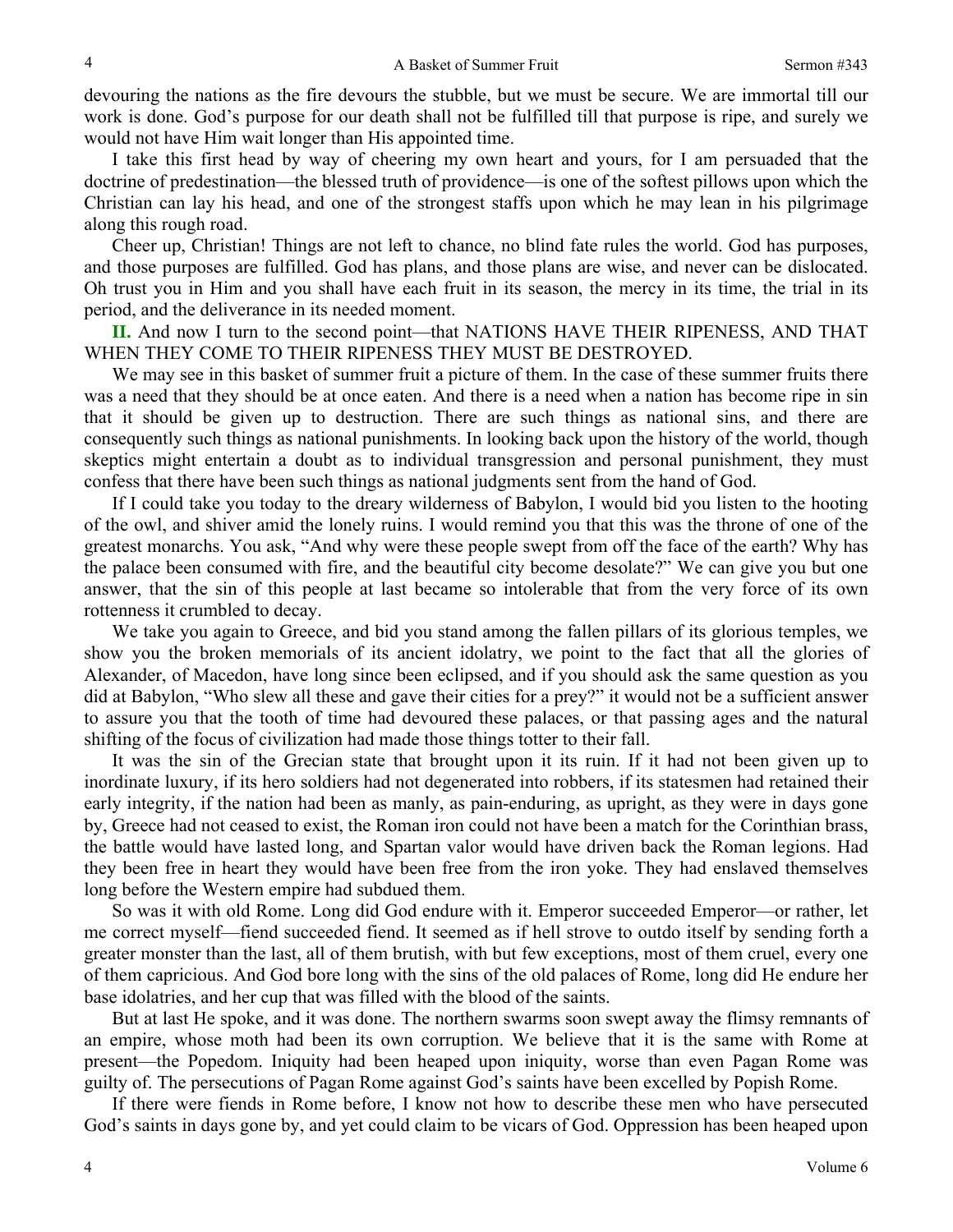devouring the nations as the fire devours the stubble, but we must be secure. We are immortal till our work is done. God's purpose for our death shall not be fulfilled till that purpose is ripe, and surely we would not have Him wait longer than His appointed time.

I take this first head by way of cheering my own heart and yours, for I am persuaded that the doctrine of predestination—the blessed truth of providence—is one of the softest pillows upon which the Christian can lay his head, and one of the strongest staffs upon which he may lean in his pilgrimage along this rough road.

Cheer up, Christian! Things are not left to chance, no blind fate rules the world. God has purposes, and those purposes are fulfilled. God has plans, and those plans are wise, and never can be dislocated. Oh trust you in Him and you shall have each fruit in its season, the mercy in its time, the trial in its period, and the deliverance in its needed moment.

**II.** And now I turn to the second point—that NATIONS HAVE THEIR RIPENESS, AND THAT WHEN THEY COME TO THEIR RIPENESS THEY MUST BE DESTROYED.

We may see in this basket of summer fruit a picture of them. In the case of these summer fruits there was a need that they should be at once eaten. And there is a need when a nation has become ripe in sin that it should be given up to destruction. There are such things as national sins, and there are consequently such things as national punishments. In looking back upon the history of the world, though skeptics might entertain a doubt as to individual transgression and personal punishment, they must confess that there have been such things as national judgments sent from the hand of God.

If I could take you today to the dreary wilderness of Babylon, I would bid you listen to the hooting of the owl, and shiver amid the lonely ruins. I would remind you that this was the throne of one of the greatest monarchs. You ask, "And why were these people swept from off the face of the earth? Why has the palace been consumed with fire, and the beautiful city become desolate?" We can give you but one answer, that the sin of this people at last became so intolerable that from the very force of its own rottenness it crumbled to decay.

We take you again to Greece, and bid you stand among the fallen pillars of its glorious temples, we show you the broken memorials of its ancient idolatry, we point to the fact that all the glories of Alexander, of Macedon, have long since been eclipsed, and if you should ask the same question as you did at Babylon, "Who slew all these and gave their cities for a prey?" it would not be a sufficient answer to assure you that the tooth of time had devoured these palaces, or that passing ages and the natural shifting of the focus of civilization had made those things totter to their fall.

It was the sin of the Grecian state that brought upon it its ruin. If it had not been given up to inordinate luxury, if its hero soldiers had not degenerated into robbers, if its statesmen had retained their early integrity, if the nation had been as manly, as pain-enduring, as upright, as they were in days gone by, Greece had not ceased to exist, the Roman iron could not have been a match for the Corinthian brass, the battle would have lasted long, and Spartan valor would have driven back the Roman legions. Had they been free in heart they would have been free from the iron yoke. They had enslaved themselves long before the Western empire had subdued them.

So was it with old Rome. Long did God endure with it. Emperor succeeded Emperor—or rather, let me correct myself—fiend succeeded fiend. It seemed as if hell strove to outdo itself by sending forth a greater monster than the last, all of them brutish, with but few exceptions, most of them cruel, every one of them capricious. And God bore long with the sins of the old palaces of Rome, long did He endure her base idolatries, and her cup that was filled with the blood of the saints.

But at last He spoke, and it was done. The northern swarms soon swept away the flimsy remnants of an empire, whose moth had been its own corruption. We believe that it is the same with Rome at present—the Popedom. Iniquity had been heaped upon iniquity, worse than even Pagan Rome was guilty of. The persecutions of Pagan Rome against God's saints have been excelled by Popish Rome.

If there were fiends in Rome before, I know not how to describe these men who have persecuted God's saints in days gone by, and yet could claim to be vicars of God. Oppression has been heaped upon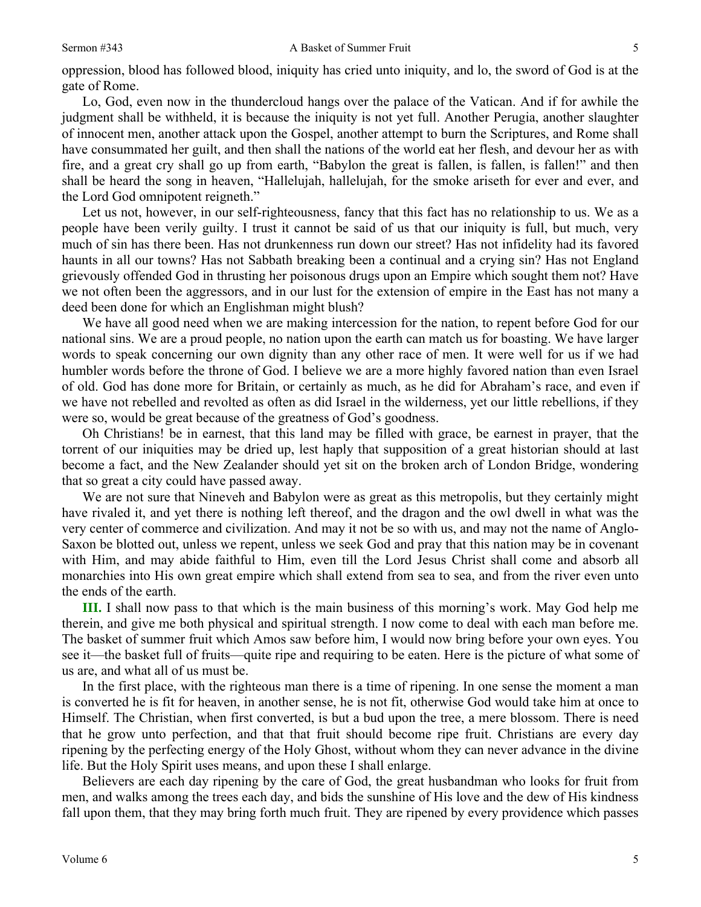oppression, blood has followed blood, iniquity has cried unto iniquity, and lo, the sword of God is at the gate of Rome.

Lo, God, even now in the thundercloud hangs over the palace of the Vatican. And if for awhile the judgment shall be withheld, it is because the iniquity is not yet full. Another Perugia, another slaughter of innocent men, another attack upon the Gospel, another attempt to burn the Scriptures, and Rome shall have consummated her guilt, and then shall the nations of the world eat her flesh, and devour her as with fire, and a great cry shall go up from earth, "Babylon the great is fallen, is fallen, is fallen!" and then shall be heard the song in heaven, "Hallelujah, hallelujah, for the smoke ariseth for ever and ever, and the Lord God omnipotent reigneth."

Let us not, however, in our self-righteousness, fancy that this fact has no relationship to us. We as a people have been verily guilty. I trust it cannot be said of us that our iniquity is full, but much, very much of sin has there been. Has not drunkenness run down our street? Has not infidelity had its favored haunts in all our towns? Has not Sabbath breaking been a continual and a crying sin? Has not England grievously offended God in thrusting her poisonous drugs upon an Empire which sought them not? Have we not often been the aggressors, and in our lust for the extension of empire in the East has not many a deed been done for which an Englishman might blush?

We have all good need when we are making intercession for the nation, to repent before God for our national sins. We are a proud people, no nation upon the earth can match us for boasting. We have larger words to speak concerning our own dignity than any other race of men. It were well for us if we had humbler words before the throne of God. I believe we are a more highly favored nation than even Israel of old. God has done more for Britain, or certainly as much, as he did for Abraham's race, and even if we have not rebelled and revolted as often as did Israel in the wilderness, yet our little rebellions, if they were so, would be great because of the greatness of God's goodness.

Oh Christians! be in earnest, that this land may be filled with grace, be earnest in prayer, that the torrent of our iniquities may be dried up, lest haply that supposition of a great historian should at last become a fact, and the New Zealander should yet sit on the broken arch of London Bridge, wondering that so great a city could have passed away.

We are not sure that Nineveh and Babylon were as great as this metropolis, but they certainly might have rivaled it, and yet there is nothing left thereof, and the dragon and the owl dwell in what was the very center of commerce and civilization. And may it not be so with us, and may not the name of Anglo-Saxon be blotted out, unless we repent, unless we seek God and pray that this nation may be in covenant with Him, and may abide faithful to Him, even till the Lord Jesus Christ shall come and absorb all monarchies into His own great empire which shall extend from sea to sea, and from the river even unto the ends of the earth.

**III.** I shall now pass to that which is the main business of this morning's work. May God help me therein, and give me both physical and spiritual strength. I now come to deal with each man before me. The basket of summer fruit which Amos saw before him, I would now bring before your own eyes. You see it—the basket full of fruits—quite ripe and requiring to be eaten. Here is the picture of what some of us are, and what all of us must be.

In the first place, with the righteous man there is a time of ripening. In one sense the moment a man is converted he is fit for heaven, in another sense, he is not fit, otherwise God would take him at once to Himself. The Christian, when first converted, is but a bud upon the tree, a mere blossom. There is need that he grow unto perfection, and that that fruit should become ripe fruit. Christians are every day ripening by the perfecting energy of the Holy Ghost, without whom they can never advance in the divine life. But the Holy Spirit uses means, and upon these I shall enlarge.

Believers are each day ripening by the care of God, the great husbandman who looks for fruit from men, and walks among the trees each day, and bids the sunshine of His love and the dew of His kindness fall upon them, that they may bring forth much fruit. They are ripened by every providence which passes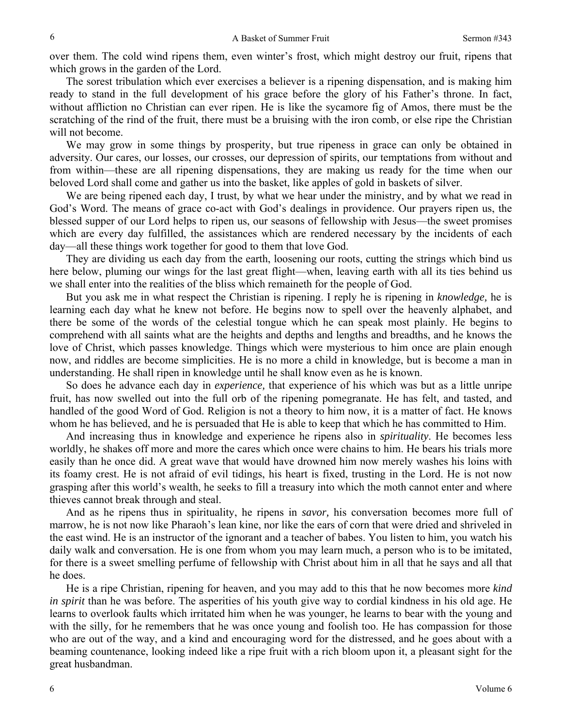over them. The cold wind ripens them, even winter's frost, which might destroy our fruit, ripens that which grows in the garden of the Lord.

The sorest tribulation which ever exercises a believer is a ripening dispensation, and is making him ready to stand in the full development of his grace before the glory of his Father's throne. In fact, without affliction no Christian can ever ripen. He is like the sycamore fig of Amos, there must be the scratching of the rind of the fruit, there must be a bruising with the iron comb, or else ripe the Christian will not become.

We may grow in some things by prosperity, but true ripeness in grace can only be obtained in adversity. Our cares, our losses, our crosses, our depression of spirits, our temptations from without and from within—these are all ripening dispensations, they are making us ready for the time when our beloved Lord shall come and gather us into the basket, like apples of gold in baskets of silver.

We are being ripened each day, I trust, by what we hear under the ministry, and by what we read in God's Word. The means of grace co-act with God's dealings in providence. Our prayers ripen us, the blessed supper of our Lord helps to ripen us, our seasons of fellowship with Jesus—the sweet promises which are every day fulfilled, the assistances which are rendered necessary by the incidents of each day—all these things work together for good to them that love God.

They are dividing us each day from the earth, loosening our roots, cutting the strings which bind us here below, pluming our wings for the last great flight—when, leaving earth with all its ties behind us we shall enter into the realities of the bliss which remaineth for the people of God.

But you ask me in what respect the Christian is ripening. I reply he is ripening in *knowledge,* he is learning each day what he knew not before. He begins now to spell over the heavenly alphabet, and there be some of the words of the celestial tongue which he can speak most plainly. He begins to comprehend with all saints what are the heights and depths and lengths and breadths, and he knows the love of Christ, which passes knowledge. Things which were mysterious to him once are plain enough now, and riddles are become simplicities. He is no more a child in knowledge, but is become a man in understanding. He shall ripen in knowledge until he shall know even as he is known.

So does he advance each day in *experience,* that experience of his which was but as a little unripe fruit, has now swelled out into the full orb of the ripening pomegranate. He has felt, and tasted, and handled of the good Word of God. Religion is not a theory to him now, it is a matter of fact. He knows whom he has believed, and he is persuaded that He is able to keep that which he has committed to Him.

And increasing thus in knowledge and experience he ripens also in *spirituality*. He becomes less worldly, he shakes off more and more the cares which once were chains to him. He bears his trials more easily than he once did. A great wave that would have drowned him now merely washes his loins with its foamy crest. He is not afraid of evil tidings, his heart is fixed, trusting in the Lord. He is not now grasping after this world's wealth, he seeks to fill a treasury into which the moth cannot enter and where thieves cannot break through and steal.

And as he ripens thus in spirituality, he ripens in *savor,* his conversation becomes more full of marrow, he is not now like Pharaoh's lean kine, nor like the ears of corn that were dried and shriveled in the east wind. He is an instructor of the ignorant and a teacher of babes. You listen to him, you watch his daily walk and conversation. He is one from whom you may learn much, a person who is to be imitated, for there is a sweet smelling perfume of fellowship with Christ about him in all that he says and all that he does.

He is a ripe Christian, ripening for heaven, and you may add to this that he now becomes more *kind in spirit* than he was before. The asperities of his youth give way to cordial kindness in his old age. He learns to overlook faults which irritated him when he was younger, he learns to bear with the young and with the silly, for he remembers that he was once young and foolish too. He has compassion for those who are out of the way, and a kind and encouraging word for the distressed, and he goes about with a beaming countenance, looking indeed like a ripe fruit with a rich bloom upon it, a pleasant sight for the great husbandman.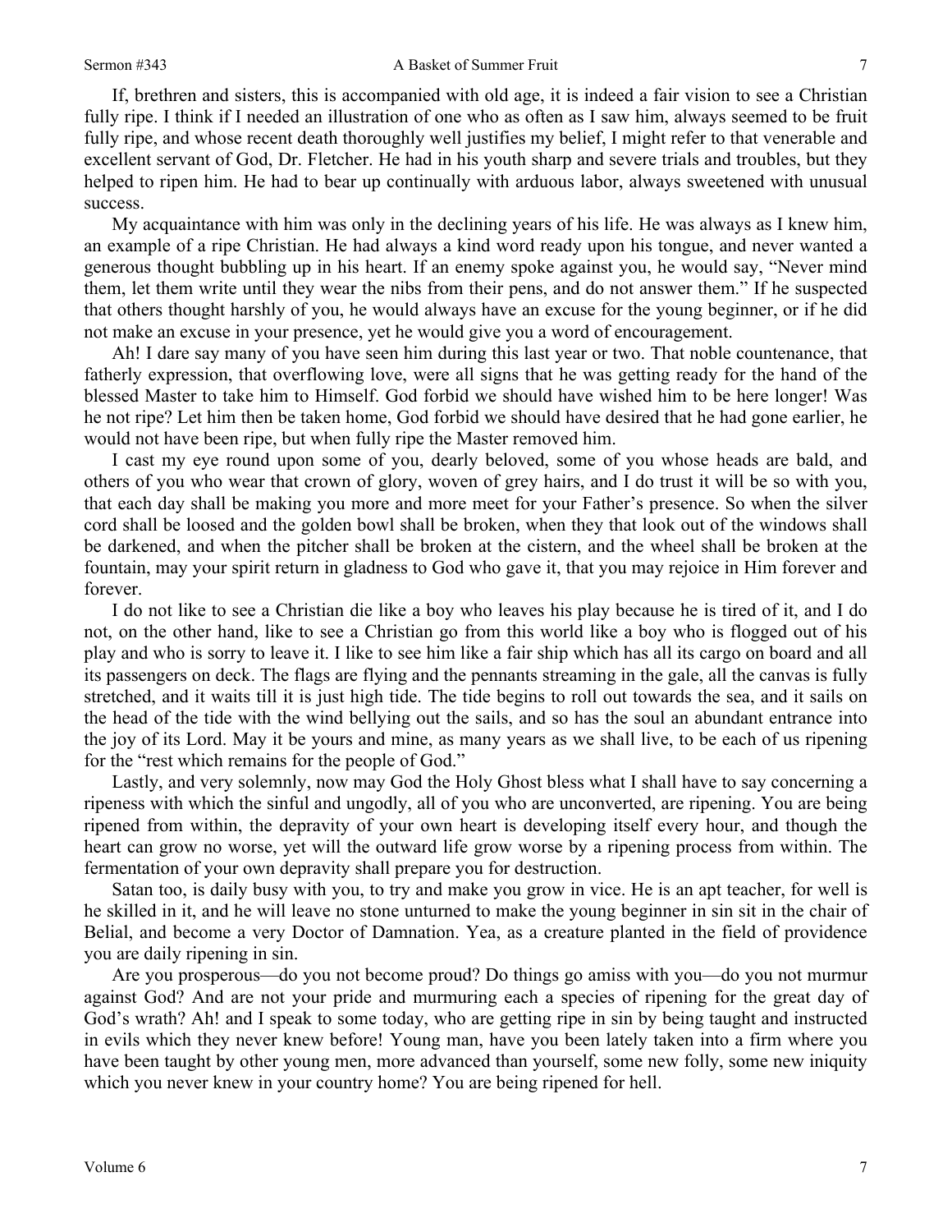If, brethren and sisters, this is accompanied with old age, it is indeed a fair vision to see a Christian fully ripe. I think if I needed an illustration of one who as often as I saw him, always seemed to be fruit fully ripe, and whose recent death thoroughly well justifies my belief, I might refer to that venerable and excellent servant of God, Dr. Fletcher. He had in his youth sharp and severe trials and troubles, but they helped to ripen him. He had to bear up continually with arduous labor, always sweetened with unusual success.

My acquaintance with him was only in the declining years of his life. He was always as I knew him, an example of a ripe Christian. He had always a kind word ready upon his tongue, and never wanted a generous thought bubbling up in his heart. If an enemy spoke against you, he would say, "Never mind them, let them write until they wear the nibs from their pens, and do not answer them." If he suspected that others thought harshly of you, he would always have an excuse for the young beginner, or if he did not make an excuse in your presence, yet he would give you a word of encouragement.

Ah! I dare say many of you have seen him during this last year or two. That noble countenance, that fatherly expression, that overflowing love, were all signs that he was getting ready for the hand of the blessed Master to take him to Himself. God forbid we should have wished him to be here longer! Was he not ripe? Let him then be taken home, God forbid we should have desired that he had gone earlier, he would not have been ripe, but when fully ripe the Master removed him.

I cast my eye round upon some of you, dearly beloved, some of you whose heads are bald, and others of you who wear that crown of glory, woven of grey hairs, and I do trust it will be so with you, that each day shall be making you more and more meet for your Father's presence. So when the silver cord shall be loosed and the golden bowl shall be broken, when they that look out of the windows shall be darkened, and when the pitcher shall be broken at the cistern, and the wheel shall be broken at the fountain, may your spirit return in gladness to God who gave it, that you may rejoice in Him forever and forever.

I do not like to see a Christian die like a boy who leaves his play because he is tired of it, and I do not, on the other hand, like to see a Christian go from this world like a boy who is flogged out of his play and who is sorry to leave it. I like to see him like a fair ship which has all its cargo on board and all its passengers on deck. The flags are flying and the pennants streaming in the gale, all the canvas is fully stretched, and it waits till it is just high tide. The tide begins to roll out towards the sea, and it sails on the head of the tide with the wind bellying out the sails, and so has the soul an abundant entrance into the joy of its Lord. May it be yours and mine, as many years as we shall live, to be each of us ripening for the "rest which remains for the people of God."

Lastly, and very solemnly, now may God the Holy Ghost bless what I shall have to say concerning a ripeness with which the sinful and ungodly, all of you who are unconverted, are ripening. You are being ripened from within, the depravity of your own heart is developing itself every hour, and though the heart can grow no worse, yet will the outward life grow worse by a ripening process from within. The fermentation of your own depravity shall prepare you for destruction.

Satan too, is daily busy with you, to try and make you grow in vice. He is an apt teacher, for well is he skilled in it, and he will leave no stone unturned to make the young beginner in sin sit in the chair of Belial, and become a very Doctor of Damnation. Yea, as a creature planted in the field of providence you are daily ripening in sin.

Are you prosperous—do you not become proud? Do things go amiss with you—do you not murmur against God? And are not your pride and murmuring each a species of ripening for the great day of God's wrath? Ah! and I speak to some today, who are getting ripe in sin by being taught and instructed in evils which they never knew before! Young man, have you been lately taken into a firm where you have been taught by other young men, more advanced than yourself, some new folly, some new iniquity which you never knew in your country home? You are being ripened for hell.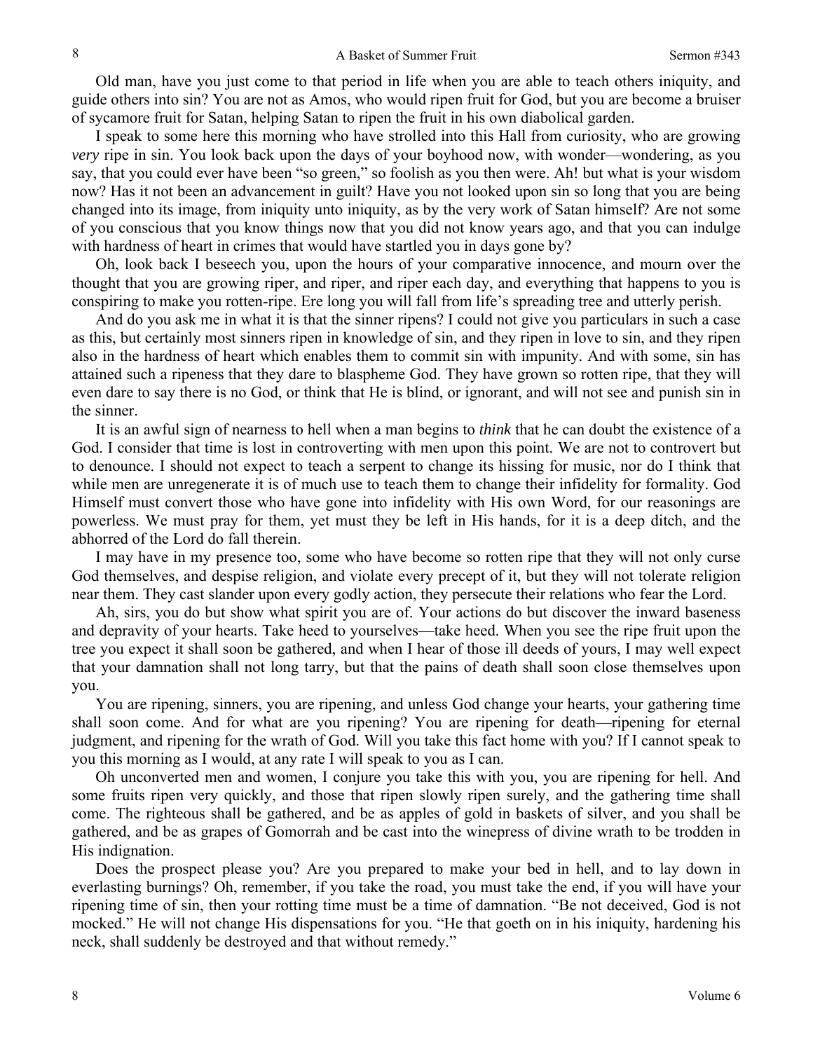Old man, have you just come to that period in life when you are able to teach others iniquity, and guide others into sin? You are not as Amos, who would ripen fruit for God, but you are become a bruiser of sycamore fruit for Satan, helping Satan to ripen the fruit in his own diabolical garden.

I speak to some here this morning who have strolled into this Hall from curiosity, who are growing *very* ripe in sin. You look back upon the days of your boyhood now, with wonder—wondering, as you say, that you could ever have been "so green," so foolish as you then were. Ah! but what is your wisdom now? Has it not been an advancement in guilt? Have you not looked upon sin so long that you are being changed into its image, from iniquity unto iniquity, as by the very work of Satan himself? Are not some of you conscious that you know things now that you did not know years ago, and that you can indulge with hardness of heart in crimes that would have startled you in days gone by?

Oh, look back I beseech you, upon the hours of your comparative innocence, and mourn over the thought that you are growing riper, and riper, and riper each day, and everything that happens to you is conspiring to make you rotten-ripe. Ere long you will fall from life's spreading tree and utterly perish.

And do you ask me in what it is that the sinner ripens? I could not give you particulars in such a case as this, but certainly most sinners ripen in knowledge of sin, and they ripen in love to sin, and they ripen also in the hardness of heart which enables them to commit sin with impunity. And with some, sin has attained such a ripeness that they dare to blaspheme God. They have grown so rotten ripe, that they will even dare to say there is no God, or think that He is blind, or ignorant, and will not see and punish sin in the sinner.

It is an awful sign of nearness to hell when a man begins to *think* that he can doubt the existence of a God. I consider that time is lost in controverting with men upon this point. We are not to controvert but to denounce. I should not expect to teach a serpent to change its hissing for music, nor do I think that while men are unregenerate it is of much use to teach them to change their infidelity for formality. God Himself must convert those who have gone into infidelity with His own Word, for our reasonings are powerless. We must pray for them, yet must they be left in His hands, for it is a deep ditch, and the abhorred of the Lord do fall therein.

I may have in my presence too, some who have become so rotten ripe that they will not only curse God themselves, and despise religion, and violate every precept of it, but they will not tolerate religion near them. They cast slander upon every godly action, they persecute their relations who fear the Lord.

Ah, sirs, you do but show what spirit you are of. Your actions do but discover the inward baseness and depravity of your hearts. Take heed to yourselves—take heed. When you see the ripe fruit upon the tree you expect it shall soon be gathered, and when I hear of those ill deeds of yours, I may well expect that your damnation shall not long tarry, but that the pains of death shall soon close themselves upon you.

You are ripening, sinners, you are ripening, and unless God change your hearts, your gathering time shall soon come. And for what are you ripening? You are ripening for death—ripening for eternal judgment, and ripening for the wrath of God. Will you take this fact home with you? If I cannot speak to you this morning as I would, at any rate I will speak to you as I can.

Oh unconverted men and women, I conjure you take this with you, you are ripening for hell. And some fruits ripen very quickly, and those that ripen slowly ripen surely, and the gathering time shall come. The righteous shall be gathered, and be as apples of gold in baskets of silver, and you shall be gathered, and be as grapes of Gomorrah and be cast into the winepress of divine wrath to be trodden in His indignation.

Does the prospect please you? Are you prepared to make your bed in hell, and to lay down in everlasting burnings? Oh, remember, if you take the road, you must take the end, if you will have your ripening time of sin, then your rotting time must be a time of damnation. "Be not deceived, God is not mocked." He will not change His dispensations for you. "He that goeth on in his iniquity, hardening his neck, shall suddenly be destroyed and that without remedy."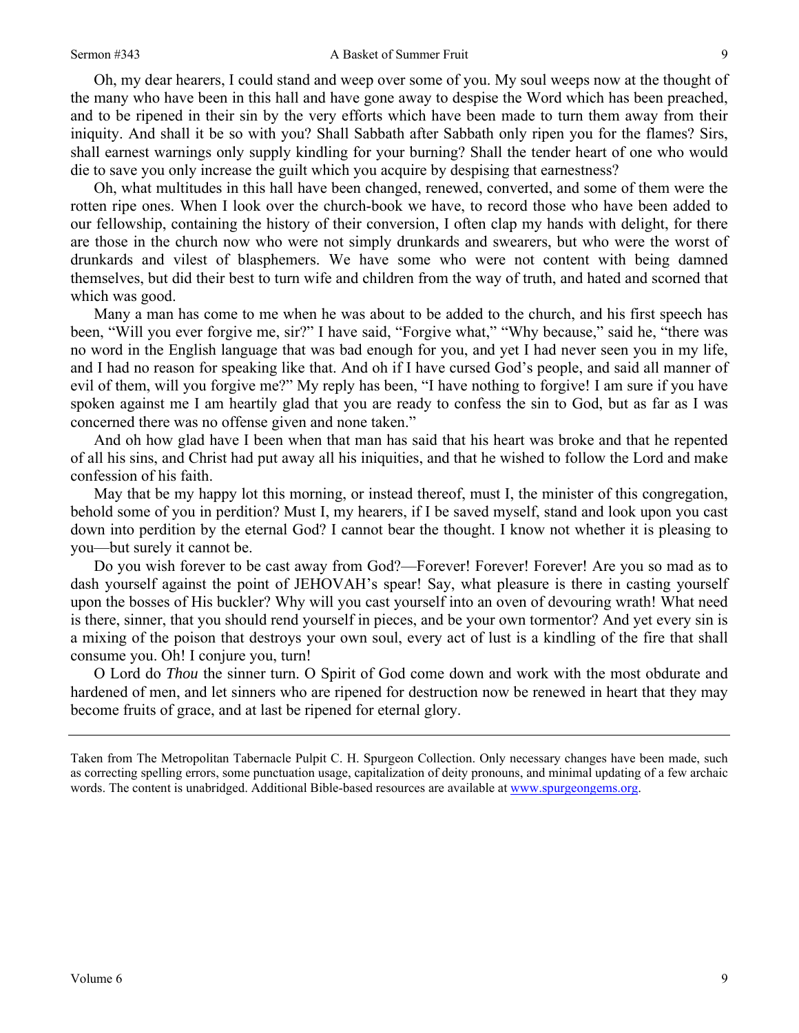Oh, my dear hearers, I could stand and weep over some of you. My soul weeps now at the thought of the many who have been in this hall and have gone away to despise the Word which has been preached, and to be ripened in their sin by the very efforts which have been made to turn them away from their iniquity. And shall it be so with you? Shall Sabbath after Sabbath only ripen you for the flames? Sirs, shall earnest warnings only supply kindling for your burning? Shall the tender heart of one who would die to save you only increase the guilt which you acquire by despising that earnestness?

Oh, what multitudes in this hall have been changed, renewed, converted, and some of them were the rotten ripe ones. When I look over the church-book we have, to record those who have been added to our fellowship, containing the history of their conversion, I often clap my hands with delight, for there are those in the church now who were not simply drunkards and swearers, but who were the worst of drunkards and vilest of blasphemers. We have some who were not content with being damned themselves, but did their best to turn wife and children from the way of truth, and hated and scorned that which was good.

Many a man has come to me when he was about to be added to the church, and his first speech has been, "Will you ever forgive me, sir?" I have said, "Forgive what," "Why because," said he, "there was no word in the English language that was bad enough for you, and yet I had never seen you in my life, and I had no reason for speaking like that. And oh if I have cursed God's people, and said all manner of evil of them, will you forgive me?" My reply has been, "I have nothing to forgive! I am sure if you have spoken against me I am heartily glad that you are ready to confess the sin to God, but as far as I was concerned there was no offense given and none taken."

And oh how glad have I been when that man has said that his heart was broke and that he repented of all his sins, and Christ had put away all his iniquities, and that he wished to follow the Lord and make confession of his faith.

May that be my happy lot this morning, or instead thereof, must I, the minister of this congregation, behold some of you in perdition? Must I, my hearers, if I be saved myself, stand and look upon you cast down into perdition by the eternal God? I cannot bear the thought. I know not whether it is pleasing to you—but surely it cannot be.

Do you wish forever to be cast away from God?—Forever! Forever! Forever! Are you so mad as to dash yourself against the point of JEHOVAH's spear! Say, what pleasure is there in casting yourself upon the bosses of His buckler? Why will you cast yourself into an oven of devouring wrath! What need is there, sinner, that you should rend yourself in pieces, and be your own tormentor? And yet every sin is a mixing of the poison that destroys your own soul, every act of lust is a kindling of the fire that shall consume you. Oh! I conjure you, turn!

O Lord do *Thou* the sinner turn. O Spirit of God come down and work with the most obdurate and hardened of men, and let sinners who are ripened for destruction now be renewed in heart that they may become fruits of grace, and at last be ripened for eternal glory.

---

Taken from The Metropolitan Tabernacle Pulpit C. H. Spurgeon Collection. Only necessary changes have been made, such as correcting spelling errors, some punctuation usage, capitalization of deity pronouns, and minimal updating of a few archaic words. The content is unabridged. Additional Bible-based resources are available at www.spurgeongems.org.